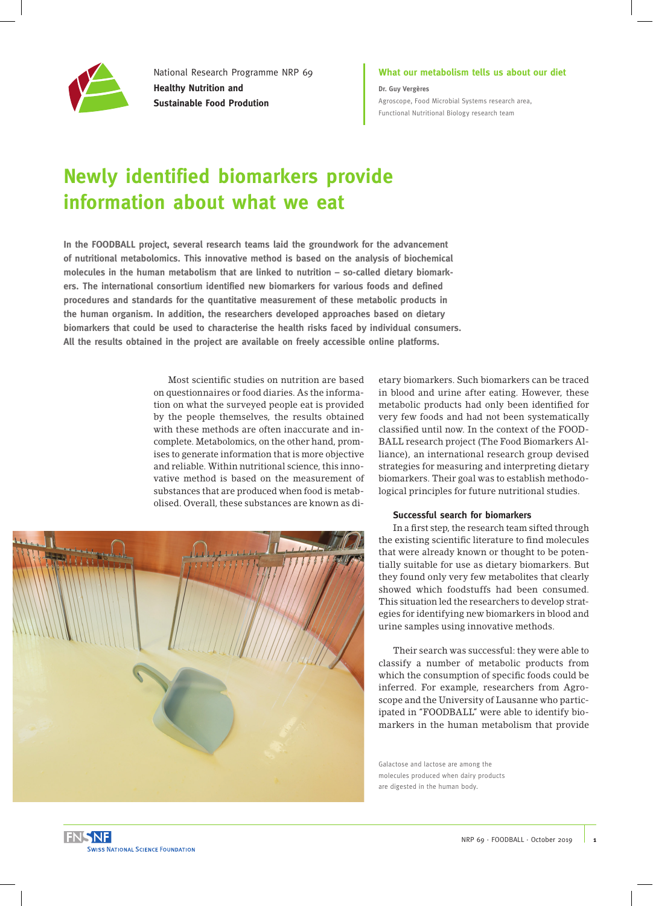National Research Programme NRP 69
**Healthy Nutrition and Sustainable Food Prodution**

**What our metabolism tells us about our diet**

**Dr. Guy Vergères**
Agroscope, Food Microbial Systems research area, Functional Nutritional Biology research team

# Newly identified biomarkers provide information about what we eat

**In the FOODBALL project, several research teams laid the groundwork for the advancement of nutritional metabolomics. This innovative method is based on the analysis of biochemical molecules in the human metabolism that are linked to nutrition – so-called dietary biomarkers. The international consortium identified new biomarkers for various foods and defined procedures and standards for the quantitative measurement of these metabolic products in the human organism. In addition, the researchers developed approaches based on dietary biomarkers that could be used to characterise the health risks faced by individual consumers. All the results obtained in the project are available on freely accessible online platforms.**

Most scientific studies on nutrition are based on questionnaires or food diaries. As the information on what the surveyed people eat is provided by the people themselves, the results obtained with these methods are often inaccurate and incomplete. Metabolomics, on the other hand, promises to generate information that is more objective and reliable. Within nutritional science, this innovative method is based on the measurement of substances that are produced when food is metabolised. Overall, these substances are known as dietary biomarkers. Such biomarkers can be traced in blood and urine after eating. However, these metabolic products had only been identified for very few foods and had not been systematically classified until now. In the context of the FOODBALL research project (The Food Biomarkers Alliance), an international research group devised strategies for measuring and interpreting dietary biomarkers. Their goal was to establish methodological principles for future nutritional studies.

### Successful search for biomarkers

In a first step, the research team sifted through the existing scientific literature to find molecules that were already known or thought to be potentially suitable for use as dietary biomarkers. But they found only very few metabolites that clearly showed which foodstuffs had been consumed. This situation led the researchers to develop strategies for identifying new biomarkers in blood and urine samples using innovative methods.

Their search was successful: they were able to classify a number of metabolic products from which the consumption of specific foods could be inferred. For example, researchers from Agroscope and the University of Lausanne who participated in "FOODBALL" were able to identify biomarkers in the human metabolism that provide

Galactose and lactose are among the molecules produced when dairy products are digested in the human body.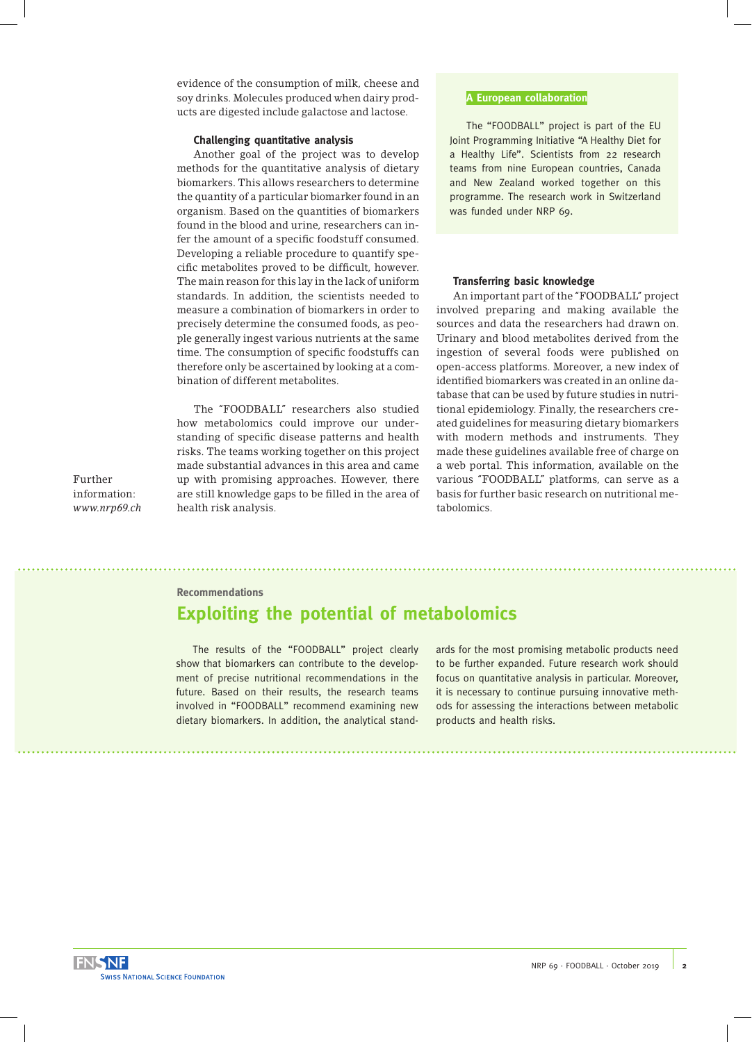evidence of the consumption of milk, cheese and soy drinks. Molecules produced when dairy products are digested include galactose and lactose.

#### Challenging quantitative analysis

Another goal of the project was to develop methods for the quantitative analysis of dietary biomarkers. This allows researchers to determine the quantity of a particular biomarker found in an organism. Based on the quantities of biomarkers found in the blood and urine, researchers can infer the amount of a specific foodstuff consumed. Developing a reliable procedure to quantify specific metabolites proved to be difficult, however. The main reason for this lay in the lack of uniform standards. In addition, the scientists needed to measure a combination of biomarkers in order to precisely determine the consumed foods, as people generally ingest various nutrients at the same time. The consumption of specific foodstuffs can therefore only be ascertained by looking at a combination of different metabolites.

The "FOODBALL" researchers also studied how metabolomics could improve our understanding of specific disease patterns and health risks. The teams working together on this project made substantial advances in this area and came up with promising approaches. However, there are still knowledge gaps to be filled in the area of health risk analysis.

Further information: *www.nrp69.ch*

#### A European collaboration

The "FOODBALL" project is part of the EU Joint Programming Initiative "A Healthy Diet for a Healthy Life". Scientists from 22 research teams from nine European countries, Canada and New Zealand worked together on this programme. The research work in Switzerland was funded under NRP 69.

#### Transferring basic knowledge

An important part of the "FOODBALL" project involved preparing and making available the sources and data the researchers had drawn on. Urinary and blood metabolites derived from the ingestion of several foods were published on open-access platforms. Moreover, a new index of identified biomarkers was created in an online database that can be used by future studies in nutritional epidemiology. Finally, the researchers created guidelines for measuring dietary biomarkers with modern methods and instruments. They made these guidelines available free of charge on a web portal. This information, available on the various "FOODBALL" platforms, can serve as a basis for further basic research on nutritional metabolomics.

Recommendations

## Exploiting the potential of metabolomics

The results of the "FOODBALL" project clearly show that biomarkers can contribute to the development of precise nutritional recommendations in the future. Based on their results, the research teams involved in "FOODBALL" recommend examining new dietary biomarkers. In addition, the analytical standards for the most promising metabolic products need to be further expanded. Future research work should focus on quantitative analysis in particular. Moreover, it is necessary to continue pursuing innovative methods for assessing the interactions between metabolic products and health risks.